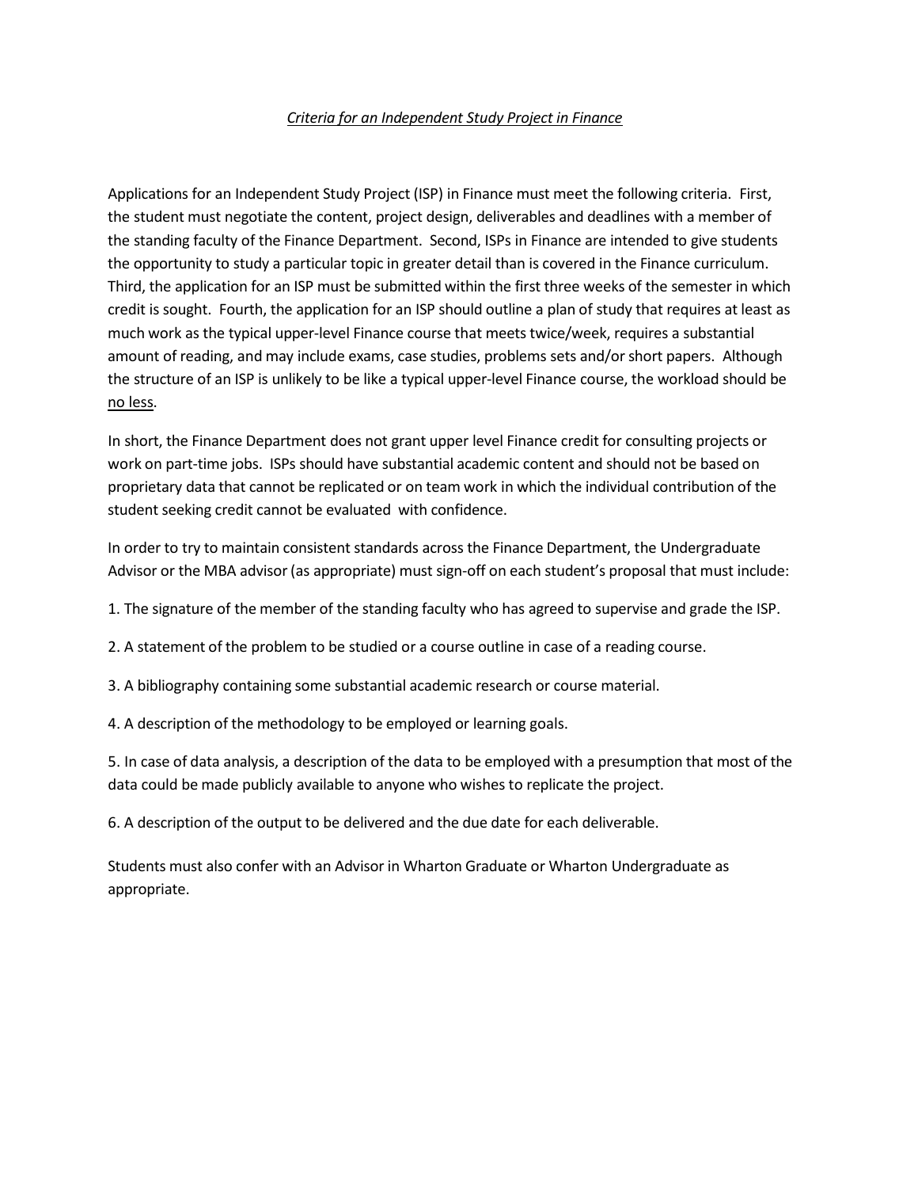*Criteria for an Independent Study Project in Finance*

Applications for an Independent Study Project (ISP) in Finance must meet the following criteria. First, the student must negotiate the content, project design, deliverables and deadlines with a member of the standing faculty of the Finance Department. Second, ISPs in Finance are intended to give students the opportunity to study a particular topic in greater detail than is covered in the Finance curriculum. Third, the application for an ISP must be submitted within the first three weeks of the semester in which credit is sought. Fourth, the application for an ISP should outline a plan of study that requires at least as much work as the typical upper-level Finance course that meets twice/week, requires a substantial amount of reading, and may include exams, case studies, problems sets and/or short papers. Although the structure of an ISP is unlikely to be like a typical upper-level Finance course, the workload should be <u>no less</u>.

In short, the Finance Department does not grant upper level Finance credit for consulting projects or work on part-time jobs. ISPs should have substantial academic content and should not be based on proprietary data that cannot be replicated or on team work in which the individual contribution of the student seeking credit cannot be evaluated with confidence.

In order to try to maintain consistent standards across the Finance Department, the Undergraduate Advisor or the MBA advisor (as appropriate) must sign-off on each student's proposal that must include:

1. The signature of the member of the standing faculty who has agreed to supervise and grade the ISP.

2. A statement of the problem to be studied or a course outline in case of a reading course.

3. A bibliography containing some substantial academic research or course material.

4. A description of the methodology to be employed or learning goals.

5. In case of data analysis, a description of the data to be employed with a presumption that most of the data could be made publicly available to anyone who wishes to replicate the project.

6. A description of the output to be delivered and the due date for each deliverable.

Students must also confer with an Advisor in Wharton Graduate or Wharton Undergraduate as appropriate.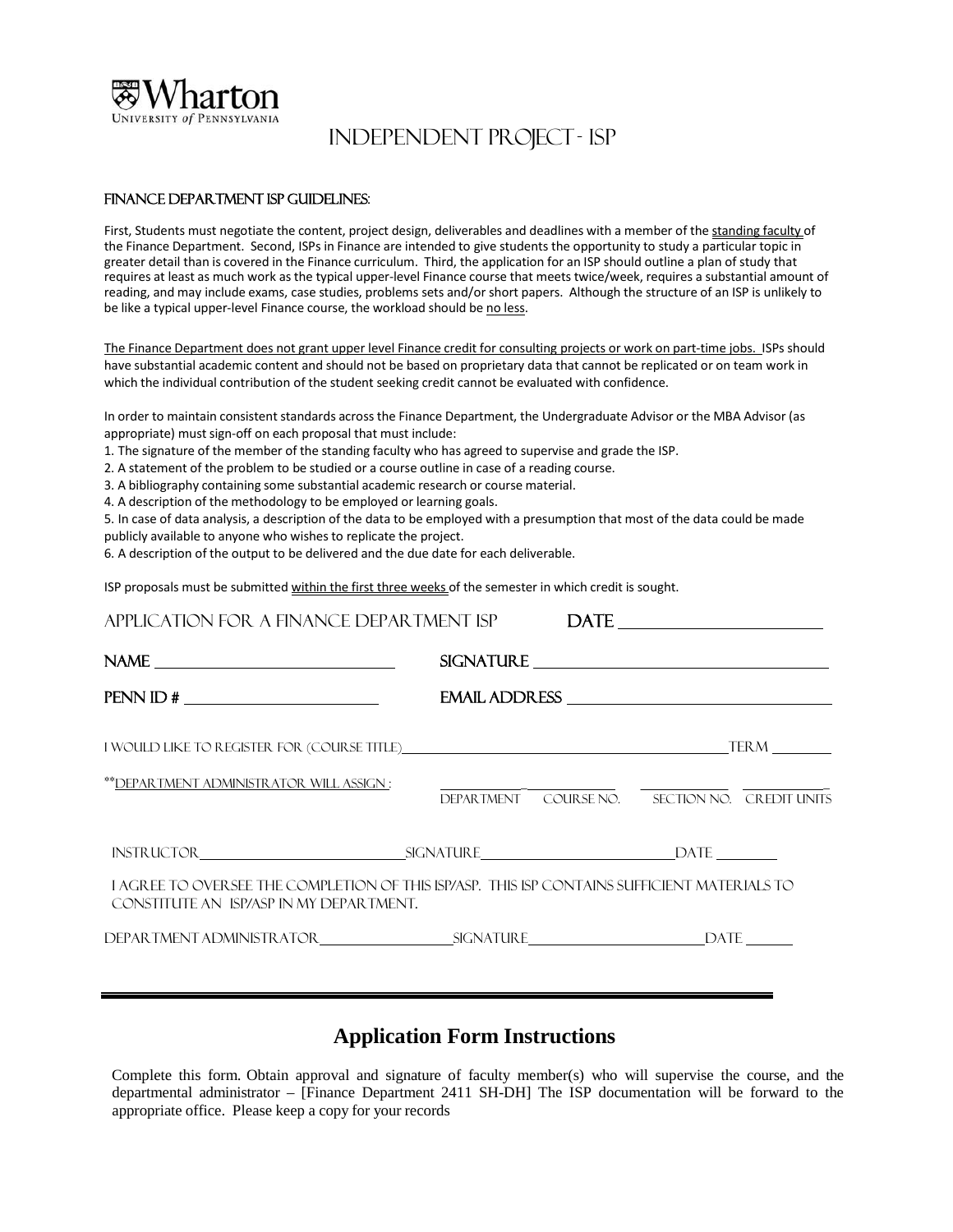Wharton
University *of* Pennsylvania

# INDEPENDENT PROJECT - ISP

### FINANCE DEPARTMENT ISP GUIDELINES:

First, Students must negotiate the content, project design, deliverables and deadlines with a member of the standing faculty of the Finance Department. Second, ISPs in Finance are intended to give students the opportunity to study a particular topic in greater detail than is covered in the Finance curriculum. Third, the application for an ISP should outline a plan of study that requires at least as much work as the typical upper-level Finance course that meets twice/week, requires a substantial amount of reading, and may include exams, case studies, problems sets and/or short papers. Although the structure of an ISP is unlikely to be like a typical upper-level Finance course, the workload should be no less.

The Finance Department does not grant upper level Finance credit for consulting projects or work on part-time jobs. ISPs should have substantial academic content and should not be based on proprietary data that cannot be replicated or on team work in which the individual contribution of the student seeking credit cannot be evaluated with confidence.

In order to maintain consistent standards across the Finance Department, the Undergraduate Advisor or the MBA Advisor (as appropriate) must sign-off on each proposal that must include:

1. The signature of the member of the standing faculty who has agreed to supervise and grade the ISP.
2. A statement of the problem to be studied or a course outline in case of a reading course.
3. A bibliography containing some substantial academic research or course material.
4. A description of the methodology to be employed or learning goals.
5. In case of data analysis, a description of the data to be employed with a presumption that most of the data could be made publicly available to anyone who wishes to replicate the project.
6. A description of the output to be delivered and the due date for each deliverable.

ISP proposals must be submitted within the first three weeks of the semester in which credit is sought.

APPLICATION FOR A FINANCE DEPARTMENT ISP **DATE** ____________________

**NAME** ____________________ **SIGNATURE** ____________________

**PENN ID #** ____________________ **EMAIL ADDRESS** ____________________

I WOULD LIKE TO REGISTER FOR (COURSE TITLE) ____________________ TERM ________

**DEPARTMENT ADMINISTRATOR WILL ASSIGN : ________ ________ ________ ________
DEPARTMENT COURSE NO. SECTION NO. CREDIT UNITS

INSTRUCTOR ____________________ SIGNATURE ____________________ DATE ________

I AGREE TO OVERSEE THE COMPLETION OF THIS ISP/ASP. THIS ISP CONTAINS SUFFICIENT MATERIALS TO CONSTITUTE AN ISP/ASP IN MY DEPARTMENT.

DEPARTMENT ADMINISTRATOR ____________________ SIGNATURE ____________________ DATE ______

---

## Application Form Instructions

Complete this form. Obtain approval and signature of faculty member(s) who will supervise the course, and the departmental administrator – [Finance Department 2411 SH-DH] The ISP documentation will be forward to the appropriate office. Please keep a copy for your records